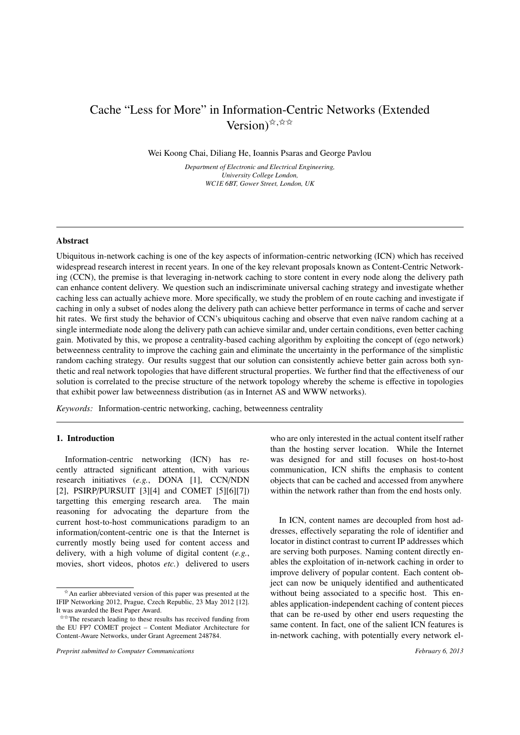# Cache "Less for More" in Information-Centric Networks (Extended Version)[☆,☆☆]

Wei Koong Chai, Diliang He, Ioannis Psaras and George Pavlou

*Department of Electronic and Electrical Engineering, University College London, WC1E 6BT, Gower Street, London, UK*

---

## Abstract

Ubiquitous in-network caching is one of the key aspects of information-centric networking (ICN) which has received widespread research interest in recent years. In one of the key relevant proposals known as Content-Centric Networking (CCN), the premise is that leveraging in-network caching to store content in every node along the delivery path can enhance content delivery. We question such an indiscriminate universal caching strategy and investigate whether caching less can actually achieve more. More specifically, we study the problem of en route caching and investigate if caching in only a subset of nodes along the delivery path can achieve better performance in terms of cache and server hit rates. We first study the behavior of CCN's ubiquitous caching and observe that even naïve random caching at a single intermediate node along the delivery path can achieve similar and, under certain conditions, even better caching gain. Motivated by this, we propose a centrality-based caching algorithm by exploiting the concept of (ego network) betweenness centrality to improve the caching gain and eliminate the uncertainty in the performance of the simplistic random caching strategy. Our results suggest that our solution can consistently achieve better gain across both synthetic and real network topologies that have different structural properties. We further find that the effectiveness of our solution is correlated to the precise structure of the network topology whereby the scheme is effective in topologies that exhibit power law betweenness distribution (as in Internet AS and WWW networks).

*Keywords:* Information-centric networking, caching, betweenness centrality

---

## 1. Introduction

Information-centric networking (ICN) has recently attracted significant attention, with various research initiatives (*e.g.*, DONA [1], CCN/NDN [2], PSIRP/PURSUIT [3][4] and COMET [5][6][7]) targetting this emerging research area. The main reasoning for advocating the departure from the current host-to-host communications paradigm to an information/content-centric one is that the Internet is currently mostly being used for content access and delivery, with a high volume of digital content (*e.g.*, movies, short videos, photos *etc.*) delivered to users who are only interested in the actual content itself rather than the hosting server location. While the Internet was designed for and still focuses on host-to-host communication, ICN shifts the emphasis to content objects that can be cached and accessed from anywhere within the network rather than from the end hosts only.

In ICN, content names are decoupled from host addresses, effectively separating the role of identifier and locator in distinct contrast to current IP addresses which are serving both purposes. Naming content directly enables the exploitation of in-network caching in order to improve delivery of popular content. Each content object can now be uniquely identified and authenticated without being associated to a specific host. This enables application-independent caching of content pieces that can be re-used by other end users requesting the same content. In fact, one of the salient ICN features is in-network caching, with potentially every network el-

---

[☆] An earlier abbreviated version of this paper was presented at the IFIP Networking 2012, Prague, Czech Republic, 23 May 2012 [12]. It was awarded the Best Paper Award.

[☆☆] The research leading to these results has received funding from the EU FP7 COMET project – Content Mediator Architecture for Content-Aware Networks, under Grant Agreement 248784.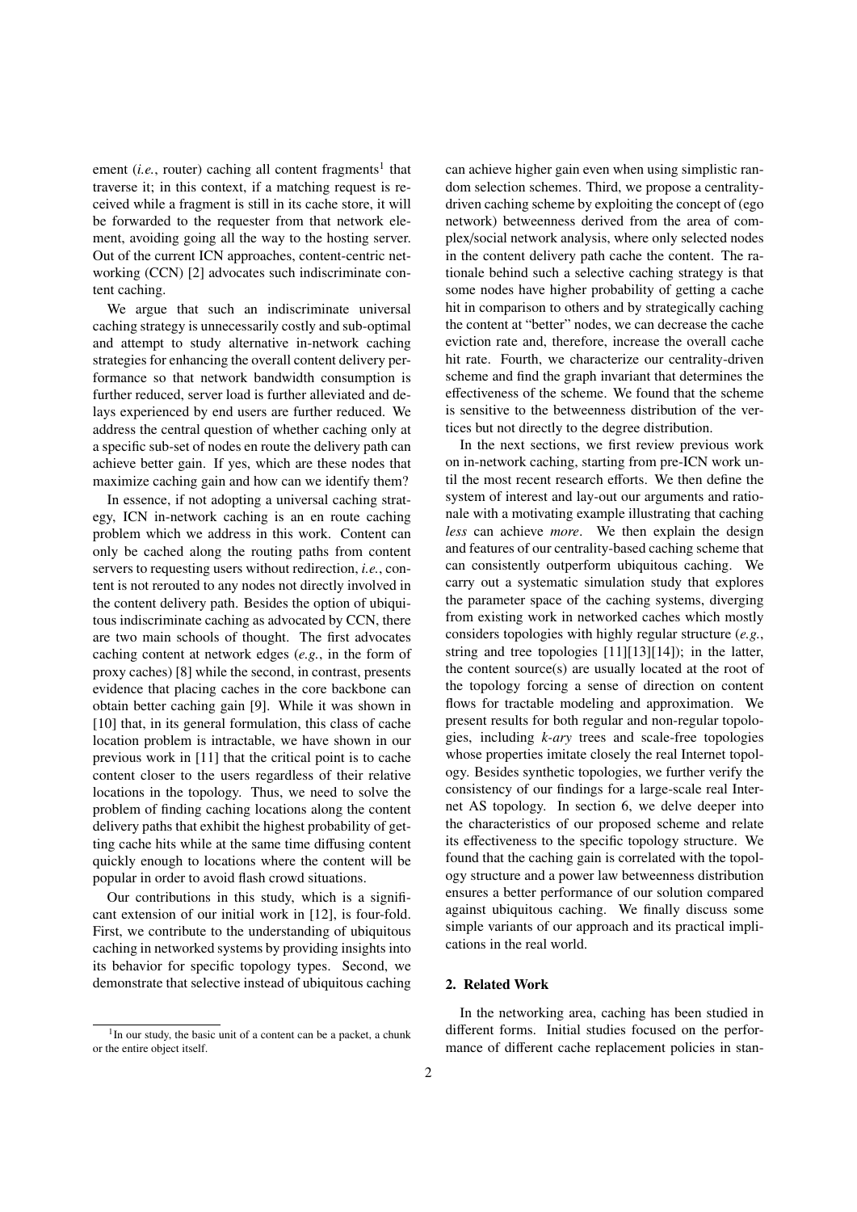ement (*i.e.*, router) caching all content fragments[1] that traverse it; in this context, if a matching request is received while a fragment is still in its cache store, it will be forwarded to the requester from that network element, avoiding going all the way to the hosting server. Out of the current ICN approaches, content-centric networking (CCN) [2] advocates such indiscriminate content caching.

We argue that such an indiscriminate universal caching strategy is unnecessarily costly and sub-optimal and attempt to study alternative in-network caching strategies for enhancing the overall content delivery performance so that network bandwidth consumption is further reduced, server load is further alleviated and delays experienced by end users are further reduced. We address the central question of whether caching only at a specific sub-set of nodes en route the delivery path can achieve better gain. If yes, which are these nodes that maximize caching gain and how can we identify them?

In essence, if not adopting a universal caching strategy, ICN in-network caching is an en route caching problem which we address in this work. Content can only be cached along the routing paths from content servers to requesting users without redirection, *i.e.*, content is not rerouted to any nodes not directly involved in the content delivery path. Besides the option of ubiquitous indiscriminate caching as advocated by CCN, there are two main schools of thought. The first advocates caching content at network edges (*e.g.*, in the form of proxy caches) [8] while the second, in contrast, presents evidence that placing caches in the core backbone can obtain better caching gain [9]. While it was shown in [10] that, in its general formulation, this class of cache location problem is intractable, we have shown in our previous work in [11] that the critical point is to cache content closer to the users regardless of their relative locations in the topology. Thus, we need to solve the problem of finding caching locations along the content delivery paths that exhibit the highest probability of getting cache hits while at the same time diffusing content quickly enough to locations where the content will be popular in order to avoid flash crowd situations.

Our contributions in this study, which is a significant extension of our initial work in [12], is four-fold. First, we contribute to the understanding of ubiquitous caching in networked systems by providing insights into its behavior for specific topology types. Second, we demonstrate that selective instead of ubiquitous caching can achieve higher gain even when using simplistic random selection schemes. Third, we propose a centrality-driven caching scheme by exploiting the concept of (ego network) betweenness derived from the area of complex/social network analysis, where only selected nodes in the content delivery path cache the content. The rationale behind such a selective caching strategy is that some nodes have higher probability of getting a cache hit in comparison to others and by strategically caching the content at "better" nodes, we can decrease the cache eviction rate and, therefore, increase the overall cache hit rate. Fourth, we characterize our centrality-driven scheme and find the graph invariant that determines the effectiveness of the scheme. We found that the scheme is sensitive to the betweenness distribution of the vertices but not directly to the degree distribution.

In the next sections, we first review previous work on in-network caching, starting from pre-ICN work until the most recent research efforts. We then define the system of interest and lay-out our arguments and rationale with a motivating example illustrating that caching *less* can achieve *more*. We then explain the design and features of our centrality-based caching scheme that can consistently outperform ubiquitous caching. We carry out a systematic simulation study that explores the parameter space of the caching systems, diverging from existing work in networked caches which mostly considers topologies with highly regular structure (*e.g.*, string and tree topologies [11][13][14]); in the latter, the content source(s) are usually located at the root of the topology forcing a sense of direction on content flows for tractable modeling and approximation. We present results for both regular and non-regular topologies, including *k-ary* trees and scale-free topologies whose properties imitate closely the real Internet topology. Besides synthetic topologies, we further verify the consistency of our findings for a large-scale real Internet AS topology. In section 6, we delve deeper into the characteristics of our proposed scheme and relate its effectiveness to the specific topology structure. We found that the caching gain is correlated with the topology structure and a power law betweenness distribution ensures a better performance of our solution compared against ubiquitous caching. We finally discuss some simple variants of our approach and its practical implications in the real world.

## 2. Related Work

In the networking area, caching has been studied in different forms. Initial studies focused on the performance of different cache replacement policies in stan-

[1] In our study, the basic unit of a content can be a packet, a chunk or the entire object itself.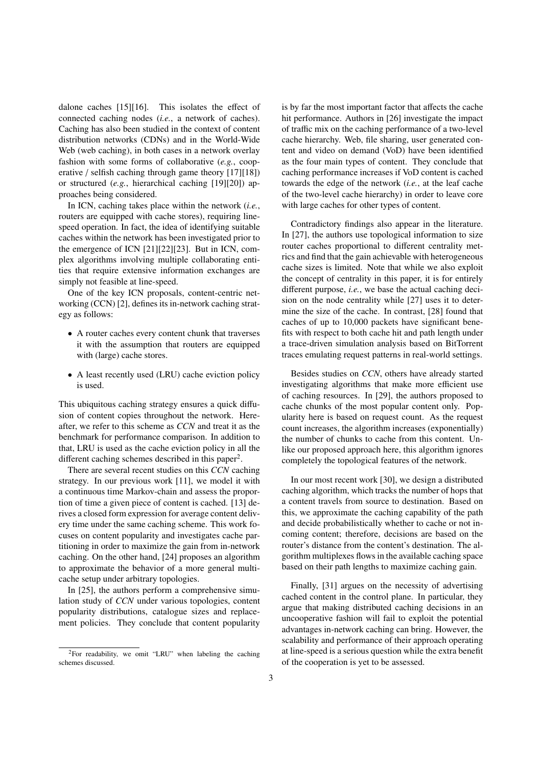dalone caches [15][16]. This isolates the effect of connected caching nodes (*i.e.*, a network of caches). Caching has also been studied in the context of content distribution networks (CDNs) and in the World-Wide Web (web caching), in both cases in a network overlay fashion with some forms of collaborative (*e.g.*, cooperative / selfish caching through game theory [17][18]) or structured (*e.g.*, hierarchical caching [19][20]) approaches being considered.

In ICN, caching takes place within the network (*i.e.*, routers are equipped with cache stores), requiring line-speed operation. In fact, the idea of identifying suitable caches within the network has been investigated prior to the emergence of ICN [21][22][23]. But in ICN, complex algorithms involving multiple collaborating entities that require extensive information exchanges are simply not feasible at line-speed.

One of the key ICN proposals, content-centric networking (CCN) [2], defines its in-network caching strategy as follows:

- A router caches every content chunk that traverses it with the assumption that routers are equipped with (large) cache stores.
- A least recently used (LRU) cache eviction policy is used.

This ubiquitous caching strategy ensures a quick diffusion of content copies throughout the network. Hereafter, we refer to this scheme as *CCN* and treat it as the benchmark for performance comparison. In addition to that, LRU is used as the cache eviction policy in all the different caching schemes described in this paper[2].

There are several recent studies on this *CCN* caching strategy. In our previous work [11], we model it with a continuous time Markov-chain and assess the proportion of time a given piece of content is cached. [13] derives a closed form expression for average content delivery time under the same caching scheme. This work focuses on content popularity and investigates cache partitioning in order to maximize the gain from in-network caching. On the other hand, [24] proposes an algorithm to approximate the behavior of a more general multi-cache setup under arbitrary topologies.

In [25], the authors perform a comprehensive simulation study of *CCN* under various topologies, content popularity distributions, catalogue sizes and replacement policies. They conclude that content popularity is by far the most important factor that affects the cache hit performance. Authors in [26] investigate the impact of traffic mix on the caching performance of a two-level cache hierarchy. Web, file sharing, user generated content and video on demand (VoD) have been identified as the four main types of content. They conclude that caching performance increases if VoD content is cached towards the edge of the network (*i.e.*, at the leaf cache of the two-level cache hierarchy) in order to leave core with large caches for other types of content.

Contradictory findings also appear in the literature. In [27], the authors use topological information to size router caches proportional to different centrality metrics and find that the gain achievable with heterogeneous cache sizes is limited. Note that while we also exploit the concept of centrality in this paper, it is for entirely different purpose, *i.e.*, we base the actual caching decision on the node centrality while [27] uses it to determine the size of the cache. In contrast, [28] found that caches of up to 10,000 packets have significant benefits with respect to both cache hit and path length under a trace-driven simulation analysis based on BitTorrent traces emulating request patterns in real-world settings.

Besides studies on *CCN*, others have already started investigating algorithms that make more efficient use of caching resources. In [29], the authors proposed to cache chunks of the most popular content only. Popularity here is based on request count. As the request count increases, the algorithm increases (exponentially) the number of chunks to cache from this content. Unlike our proposed approach here, this algorithm ignores completely the topological features of the network.

In our most recent work [30], we design a distributed caching algorithm, which tracks the number of hops that a content travels from source to destination. Based on this, we approximate the caching capability of the path and decide probabilistically whether to cache or not incoming content; therefore, decisions are based on the router's distance from the content's destination. The algorithm multiplexes flows in the available caching space based on their path lengths to maximize caching gain.

Finally, [31] argues on the necessity of advertising cached content in the control plane. In particular, they argue that making distributed caching decisions in an uncooperative fashion will fail to exploit the potential advantages in-network caching can bring. However, the scalability and performance of their approach operating at line-speed is a serious question while the extra benefit of the cooperation is yet to be assessed.

[2] For readability, we omit "LRU" when labeling the caching schemes discussed.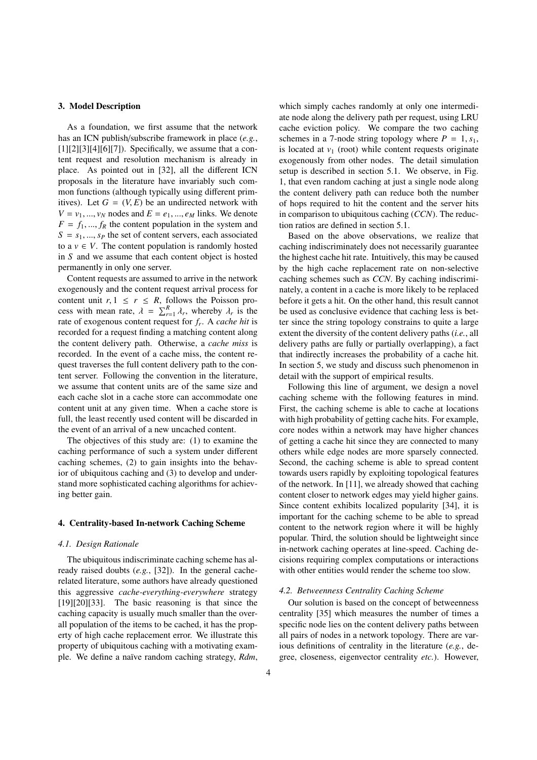## 3. Model Description

As a foundation, we first assume that the network has an ICN publish/subscribe framework in place (*e.g.*, [1][2][3][4][6][7]). Specifically, we assume that a content request and resolution mechanism is already in place. As pointed out in [32], all the different ICN proposals in the literature have invariably such common functions (although typically using different primitives). Let $G = (V, E)$ be an undirected network with $V = v_1, ..., v_N$ nodes and $E = e_1, ..., e_M$ links. We denote $F = f_1, ..., f_R$ the content population in the system and $S = s_1, ..., s_P$ the set of content servers, each associated to a $v \in V$. The content population is randomly hosted in $S$ and we assume that each content object is hosted permanently in only one server.

Content requests are assumed to arrive in the network exogenously and the content request arrival process for content unit $r, 1 \leq r \leq R$, follows the Poisson process with mean rate, $\lambda = \sum_{r=1}^{R} \lambda_r$, whereby $\lambda_r$ is the rate of exogenous content request for $f_r$. A *cache hit* is recorded for a request finding a matching content along the content delivery path. Otherwise, a *cache miss* is recorded. In the event of a cache miss, the content request traverses the full content delivery path to the content server. Following the convention in the literature, we assume that content units are of the same size and each cache slot in a cache store can accommodate one content unit at any given time. When a cache store is full, the least recently used content will be discarded in the event of an arrival of a new uncached content.

The objectives of this study are: (1) to examine the caching performance of such a system under different caching schemes, (2) to gain insights into the behavior of ubiquitous caching and (3) to develop and understand more sophisticated caching algorithms for achieving better gain.

## 4. Centrality-based In-network Caching Scheme

### 4.1. Design Rationale

The ubiquitous indiscriminate caching scheme has already raised doubts (*e.g.*, [32]). In the general cache-related literature, some authors have already questioned this aggressive *cache-everything-everywhere* strategy [19][20][33]. The basic reasoning is that since the caching capacity is usually much smaller than the overall population of the items to be cached, it has the property of high cache replacement error. We illustrate this property of ubiquitous caching with a motivating example. We define a naïve random caching strategy, *Rdm*, which simply caches randomly at only one intermediate node along the delivery path per request, using LRU cache eviction policy. We compare the two caching schemes in a 7-node string topology where $P = 1$, $s_1$, is located at $v_1$ (root) while content requests originate exogenously from other nodes. The detail simulation setup is described in section 5.1. We observe, in Fig. 1, that even random caching at just a single node along the content delivery path can reduce both the number of hops required to hit the content and the server hits in comparison to ubiquitous caching (*CCN*). The reduction ratios are defined in section 5.1.

Based on the above observations, we realize that caching indiscriminately does not necessarily guarantee the highest cache hit rate. Intuitively, this may be caused by the high cache replacement rate on non-selective caching schemes such as *CCN*. By caching indiscriminately, a content in a cache is more likely to be replaced before it gets a hit. On the other hand, this result cannot be used as conclusive evidence that caching less is better since the string topology constrains to quite a large extent the diversity of the content delivery paths (*i.e.*, all delivery paths are fully or partially overlapping), a fact that indirectly increases the probability of a cache hit. In section 5, we study and discuss such phenomenon in detail with the support of empirical results.

Following this line of argument, we design a novel caching scheme with the following features in mind. First, the caching scheme is able to cache at locations with high probability of getting cache hits. For example, core nodes within a network may have higher chances of getting a cache hit since they are connected to many others while edge nodes are more sparsely connected. Second, the caching scheme is able to spread content towards users rapidly by exploiting topological features of the network. In [11], we already showed that caching content closer to network edges may yield higher gains. Since content exhibits localized popularity [34], it is important for the caching scheme to be able to spread content to the network region where it will be highly popular. Third, the solution should be lightweight since in-network caching operates at line-speed. Caching decisions requiring complex computations or interactions with other entities would render the scheme too slow.

### 4.2. Betweenness Centrality Caching Scheme

Our solution is based on the concept of betweenness centrality [35] which measures the number of times a specific node lies on the content delivery paths between all pairs of nodes in a network topology. There are various definitions of centrality in the literature (*e.g.*, degree, closeness, eigenvector centrality *etc.*). However,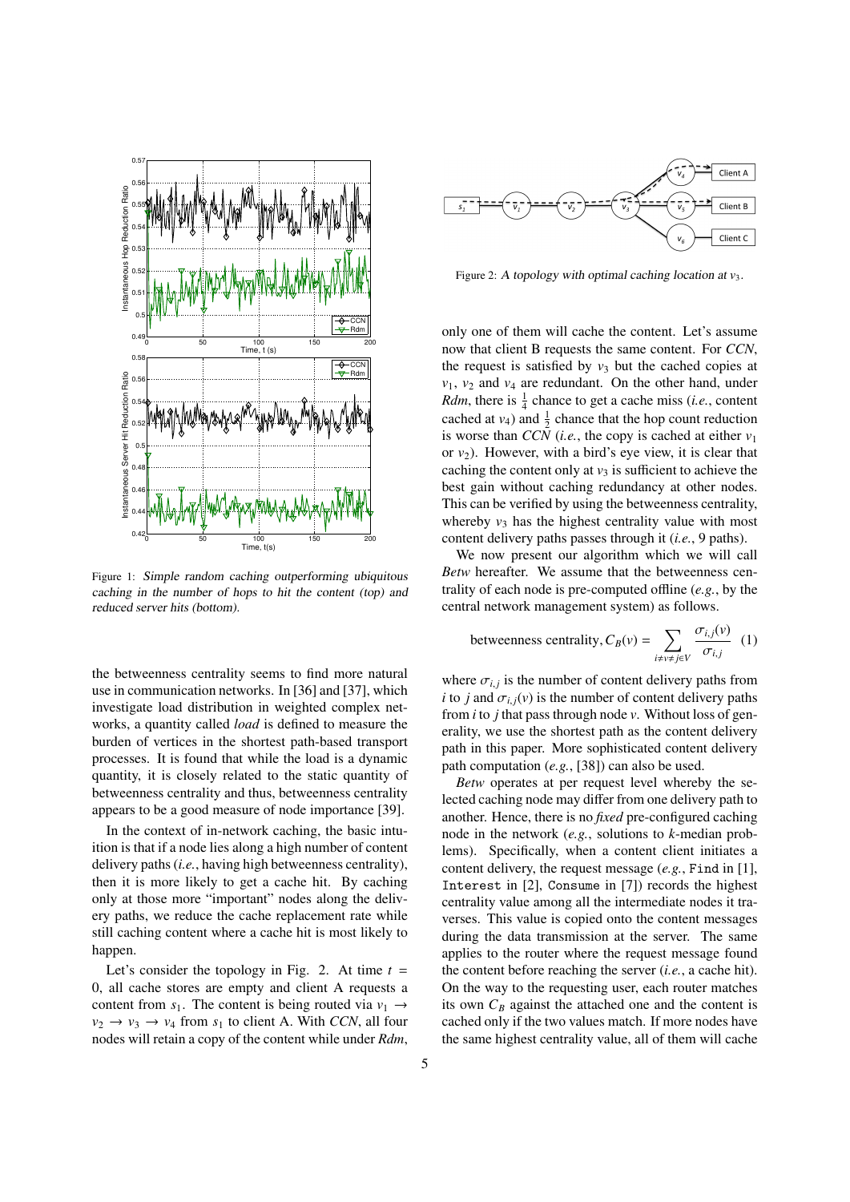Figure 1: Simple random caching outperforming ubiquitous caching in the number of hops to hit the content (top) and reduced server hits (bottom).

Figure 2: A topology with optimal caching location at $v_3$.

the betweenness centrality seems to find more natural use in communication networks. In [36] and [37], which investigate load distribution in weighted complex networks, a quantity called *load* is defined to measure the burden of vertices in the shortest path-based transport processes. It is found that while the load is a dynamic quantity, it is closely related to the static quantity of betweenness centrality and thus, betweenness centrality appears to be a good measure of node importance [39].

In the context of in-network caching, the basic intuition is that if a node lies along a high number of content delivery paths (*i.e.*, having high betweenness centrality), then it is more likely to get a cache hit. By caching only at those more "important" nodes along the delivery paths, we reduce the cache replacement rate while still caching content where a cache hit is most likely to happen.

Let's consider the topology in Fig. 2. At time $t = 0$, all cache stores are empty and client A requests a content from $s_1$. The content is being routed via $v_1 \rightarrow v_2 \rightarrow v_3 \rightarrow v_4$ from $s_1$ to client A. With *CCN*, all four nodes will retain a copy of the content while under *Rdm*, only one of them will cache the content. Let's assume now that client B requests the same content. For *CCN*, the request is satisfied by $v_3$ but the cached copies at $v_1$, $v_2$ and $v_4$ are redundant. On the other hand, under *Rdm*, there is $\frac{1}{4}$ chance to get a cache miss (*i.e.*, content cached at $v_4$) and $\frac{1}{2}$ chance that the hop count reduction is worse than *CCN* (*i.e.*, the copy is cached at either $v_1$ or $v_2$). However, with a bird's eye view, it is clear that caching the content only at $v_3$ is sufficient to achieve the best gain without caching redundancy at other nodes. This can be verified by using the betweenness centrality, whereby $v_3$ has the highest centrality value with most content delivery paths passes through it (*i.e.*, 9 paths).

We now present our algorithm which we will call *Betw* hereafter. We assume that the betweenness centrality of each node is pre-computed offline (*e.g.*, by the central network management system) as follows.

$$\text{betweenness centrality}, C_B(v) = \sum_{i \neq v \neq j \in V} \frac{\sigma_{i,j}(v)}{\sigma_{i,j}} \quad (1)$$

where $\sigma_{i,j}$ is the number of content delivery paths from $i$ to $j$ and $\sigma_{i,j}(v)$ is the number of content delivery paths from $i$ to $j$ that pass through node $v$. Without loss of generality, we use the shortest path as the content delivery path in this paper. More sophisticated content delivery path computation (*e.g.*, [38]) can also be used.

*Betw* operates at per request level whereby the selected caching node may differ from one delivery path to another. Hence, there is no *fixed* pre-configured caching node in the network (*e.g.*, solutions to *k*-median problems). Specifically, when a content client initiates a content delivery, the request message (*e.g.*, `Find` in [1], `Interest` in [2], `Consume` in [7]) records the highest centrality value among all the intermediate nodes it traverses. This value is copied onto the content messages during the data transmission at the server. The same applies to the router where the request message found the content before reaching the server (*i.e.*, a cache hit). On the way to the requesting user, each router matches its own $C_B$ against the attached one and the content is cached only if the two values match. If more nodes have the same highest centrality value, all of them will cache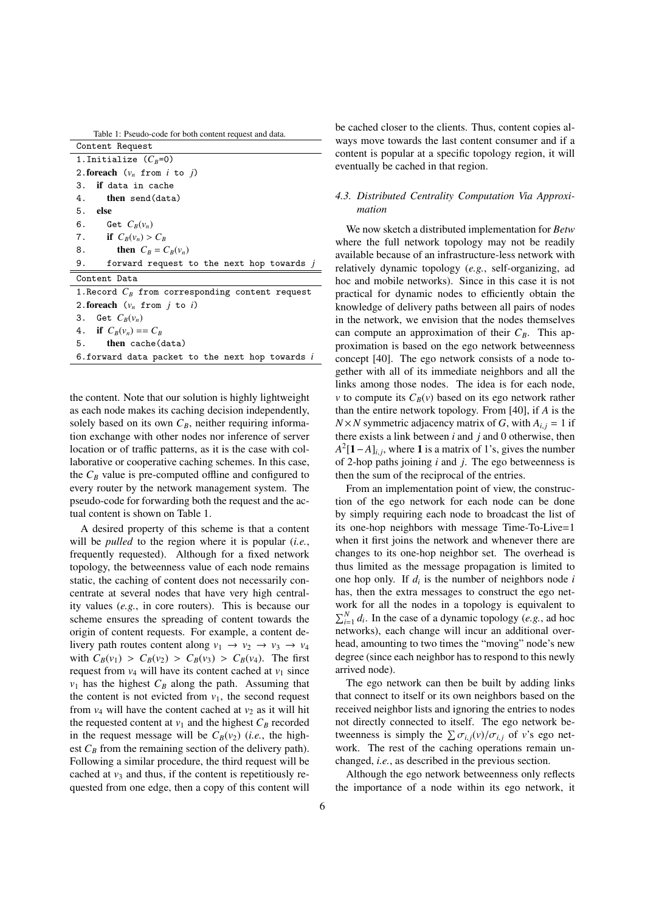Table 1: Pseudo-code for both content request and data.

```
Content Request
1.Initialize (C_B=0)
2.foreach (v_n from i to j)
3.  if data in cache
4.    then send(data)
5.  else
6.    Get C_B(v_n)
7.    if C_B(v_n) > C_B
8.      then C_B = C_B(v_n)
9.    forward request to the next hop towards j
```

```
Content Data
1.Record C_B from corresponding content request
2.foreach (v_n from j to i)
3.  Get C_B(v_n)
4.  if C_B(v_n) == C_B
5.    then cache(data)
6.forward data packet to the next hop towards i
```

the content. Note that our solution is highly lightweight as each node makes its caching decision independently, solely based on its own $C_B$, neither requiring information exchange with other nodes nor inference of server location or of traffic patterns, as it is the case with collaborative or cooperative caching schemes. In this case, the $C_B$ value is pre-computed offline and configured to every router by the network management system. The pseudo-code for forwarding both the request and the actual content is shown on Table 1.

A desired property of this scheme is that a content will be *pulled* to the region where it is popular (*i.e.*, frequently requested). Although for a fixed network topology, the betweenness value of each node remains static, the caching of content does not necessarily concentrate at several nodes that have very high centrality values (*e.g.*, in core routers). This is because our scheme ensures the spreading of content towards the origin of content requests. For example, a content delivery path routes content along $v_1 \rightarrow v_2 \rightarrow v_3 \rightarrow v_4$ with $C_B(v_1) > C_B(v_2) > C_B(v_3) > C_B(v_4)$. The first request from $v_4$ will have its content cached at $v_1$ since $v_1$ has the highest $C_B$ along the path. Assuming that the content is not evicted from $v_1$, the second request from $v_4$ will have the content cached at $v_2$ as it will hit the requested content at $v_1$ and the highest $C_B$ recorded in the request message will be $C_B(v_2)$ (*i.e.*, the highest $C_B$ from the remaining section of the delivery path). Following a similar procedure, the third request will be cached at $v_3$ and thus, if the content is repetitiously requested from one edge, then a copy of this content will be cached closer to the clients. Thus, content copies always move towards the last content consumer and if a content is popular at a specific topology region, it will eventually be cached in that region.

### 4.3. Distributed Centrality Computation Via Approximation

We now sketch a distributed implementation for *Betw* where the full network topology may not be readily available because of an infrastructure-less network with relatively dynamic topology (*e.g.*, self-organizing, ad hoc and mobile networks). Since in this case it is not practical for dynamic nodes to efficiently obtain the knowledge of delivery paths between all pairs of nodes in the network, we envision that the nodes themselves can compute an approximation of their $C_B$. This approximation is based on the ego network betweenness concept [40]. The ego network consists of a node together with all of its immediate neighbors and all the links among those nodes. The idea is for each node, $v$ to compute its $C_B(v)$ based on its ego network rather than the entire network topology. From [40], if $A$ is the $N \times N$ symmetric adjacency matrix of $G$, with $A_{i,j} = 1$ if there exists a link between $i$ and $j$ and 0 otherwise, then $A^2[\mathbf{1} - A]_{i,j}$, where $\mathbf{1}$ is a matrix of 1's, gives the number of 2-hop paths joining $i$ and $j$. The ego betweenness is then the sum of the reciprocal of the entries.

From an implementation point of view, the construction of the ego network for each node can be done by simply requiring each node to broadcast the list of its one-hop neighbors with message Time-To-Live=1 when it first joins the network and whenever there are changes to its one-hop neighbor set. The overhead is thus limited as the message propagation is limited to one hop only. If $d_i$ is the number of neighbors node $i$ has, then the extra messages to construct the ego network for all the nodes in a topology is equivalent to $\sum_{i=1}^{N} d_i$. In the case of a dynamic topology (*e.g.*, ad hoc networks), each change will incur an additional overhead, amounting to two times the "moving" node's new degree (since each neighbor has to respond to this newly arrived node).

The ego network can then be built by adding links that connect to itself or its own neighbors based on the received neighbor lists and ignoring the entries to nodes not directly connected to itself. The ego network betweenness is simply the $\sum \sigma_{i,j}(v)/\sigma_{i,j}$ of $v$'s ego network. The rest of the caching operations remain unchanged, *i.e.*, as described in the previous section.

Although the ego network betweenness only reflects the importance of a node within its ego network, it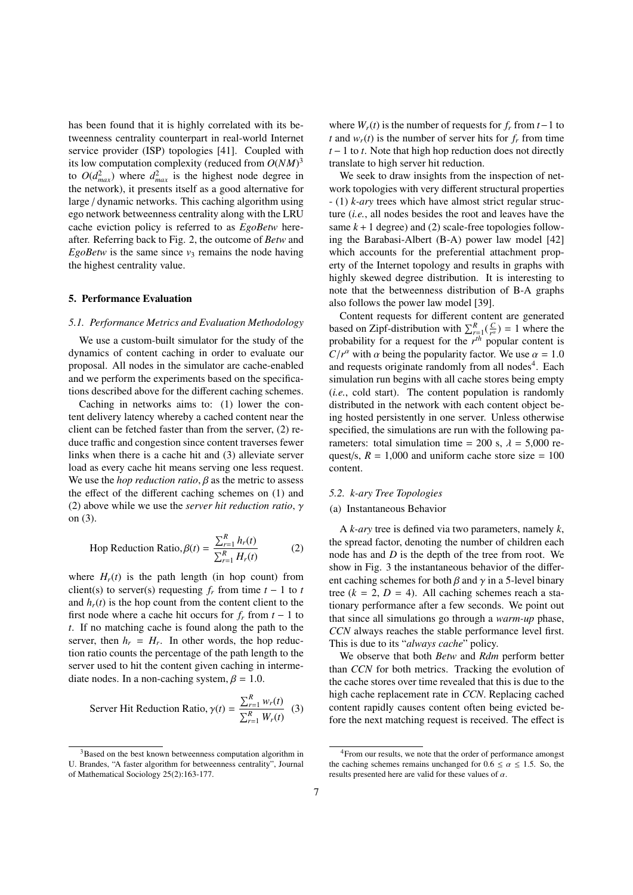has been found that it is highly correlated with its betweenness centrality counterpart in real-world Internet service provider (ISP) topologies [41]. Coupled with its low computation complexity (reduced from $O(NM)$[3] to $O(d^2_{max})$ where $d^2_{max}$ is the highest node degree in the network), it presents itself as a good alternative for large / dynamic networks. This caching algorithm using ego network betweenness centrality along with the LRU cache eviction policy is referred to as *EgoBetw* hereafter. Referring back to Fig. 2, the outcome of *Betw* and *EgoBetw* is the same since $v_3$ remains the node having the highest centrality value.

## 5. Performance Evaluation

### 5.1. Performance Metrics and Evaluation Methodology

We use a custom-built simulator for the study of the dynamics of content caching in order to evaluate our proposal. All nodes in the simulator are cache-enabled and we perform the experiments based on the specifications described above for the different caching schemes.

Caching in networks aims to: (1) lower the content delivery latency whereby a cached content near the client can be fetched faster than from the server, (2) reduce traffic and congestion since content traverses fewer links when there is a cache hit and (3) alleviate server load as every cache hit means serving one less request. We use the *hop reduction ratio*, $\beta$ as the metric to assess the effect of the different caching schemes on (1) and (2) above while we use the *server hit reduction ratio*, $\gamma$ on (3).

$$\text{Hop Reduction Ratio}, \beta(t) = \frac{\sum_{r=1}^{R} h_r(t)}{\sum_{r=1}^{R} H_r(t)} \quad (2)$$

where $H_r(t)$ is the path length (in hop count) from client(s) to server(s) requesting $f_r$ from time $t-1$ to $t$ and $h_r(t)$ is the hop count from the content client to the first node where a cache hit occurs for $f_r$ from $t-1$ to $t$. If no matching cache is found along the path to the server, then $h_r = H_r$. In other words, the hop reduction ratio counts the percentage of the path length to the server used to hit the content given caching in intermediate nodes. In a non-caching system, $\beta = 1.0$.

$$\text{Server Hit Reduction Ratio}, \gamma(t) = \frac{\sum_{r=1}^{R} w_r(t)}{\sum_{r=1}^{R} W_r(t)} \quad (3)$$

where $W_r(t)$ is the number of requests for $f_r$ from $t-1$ to $t$ and $w_r(t)$ is the number of server hits for $f_r$ from time $t-1$ to $t$. Note that high hop reduction does not directly translate to high server hit reduction.

We seek to draw insights from the inspection of network topologies with very different structural properties - (1) *k-ary* trees which have almost strict regular structure (*i.e.*, all nodes besides the root and leaves have the same $k+1$ degree) and (2) scale-free topologies following the Barabasi-Albert (B-A) power law model [42] which accounts for the preferential attachment property of the Internet topology and results in graphs with highly skewed degree distribution. It is interesting to note that the betweenness distribution of B-A graphs also follows the power law model [39].

Content requests for different content are generated based on Zipf-distribution with $\sum_{r=1}^{R}(\frac{C}{r^\alpha}) = 1$ where the probability for a request for the $r^{th}$ popular content is $C/r^\alpha$ with $\alpha$ being the popularity factor. We use $\alpha = 1.0$ and requests originate randomly from all nodes[4]. Each simulation run begins with all cache stores being empty (*i.e.*, cold start). The content population is randomly distributed in the network with each content object being hosted persistently in one server. Unless otherwise specified, the simulations are run with the following parameters: total simulation time = 200 s, $\lambda$ = 5,000 request/s, $R$ = 1,000 and uniform cache store size = 100 content.

### 5.2. k-ary Tree Topologies

(a) Instantaneous Behavior

A *k-ary* tree is defined via two parameters, namely $k$, the spread factor, denoting the number of children each node has and $D$ is the depth of the tree from root. We show in Fig. 3 the instantaneous behavior of the different caching schemes for both $\beta$ and $\gamma$ in a 5-level binary tree ($k = 2$, $D = 4$). All caching schemes reach a stationary performance after a few seconds. We point out that since all simulations go through a *warm-up* phase, *CCN* always reaches the stable performance level first. This is due to its "*always cache*" policy.

We observe that both *Betw* and *Rdm* perform better than *CCN* for both metrics. Tracking the evolution of the cache stores over time revealed that this is due to the high cache replacement rate in *CCN*. Replacing cached content rapidly causes content often being evicted before the next matching request is received. The effect is

[3] Based on the best known betweenness computation algorithm in U. Brandes, "A faster algorithm for betweenness centrality", Journal of Mathematical Sociology 25(2):163-177.

[4] From our results, we note that the order of performance amongst the caching schemes remains unchanged for $0.6 \leq \alpha \leq 1.5$. So, the results presented here are valid for these values of $\alpha$.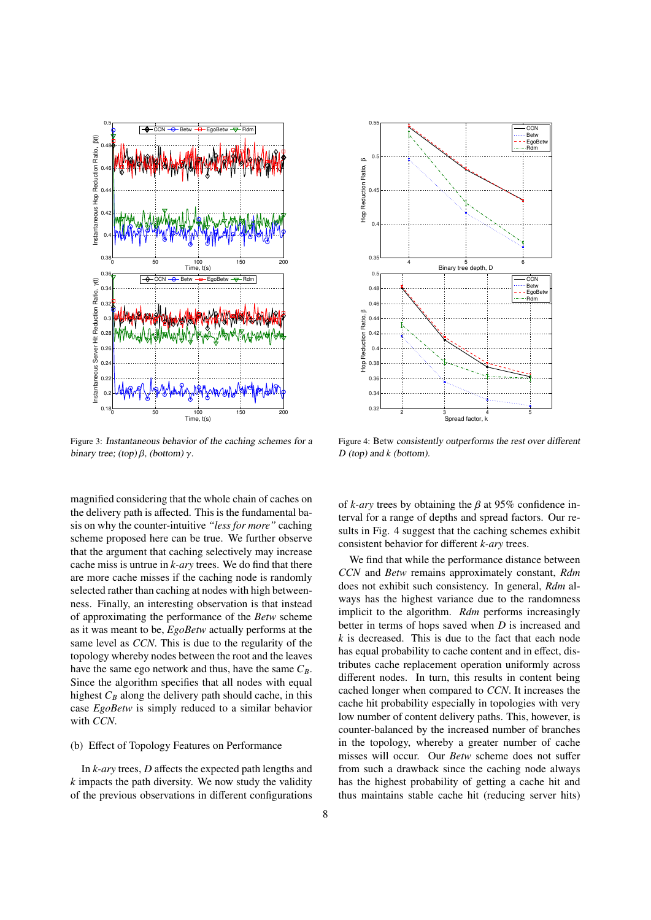Figure 3: Instantaneous behavior of the caching schemes for a binary tree; (top) $\beta$, (bottom) $\gamma$.

Figure 4: Betw consistently outperforms the rest over different $D$ (top) and $k$ (bottom).

magnified considering that the whole chain of caches on the delivery path is affected. This is the fundamental basis on why the counter-intuitive *"less for more"* caching scheme proposed here can be true. We further observe that the argument that caching selectively may increase cache miss is untrue in *k-ary* trees. We do find that there are more cache misses if the caching node is randomly selected rather than caching at nodes with high betweenness. Finally, an interesting observation is that instead of approximating the performance of the *Betw* scheme as it was meant to be, *EgoBetw* actually performs at the same level as *CCN*. This is due to the regularity of the topology whereby nodes between the root and the leaves have the same ego network and thus, have the same $C_B$. Since the algorithm specifies that all nodes with equal highest $C_B$ along the delivery path should cache, in this case *EgoBetw* is simply reduced to a similar behavior with *CCN*.

(b) Effect of Topology Features on Performance

In *k-ary* trees, $D$ affects the expected path lengths and $k$ impacts the path diversity. We now study the validity of the previous observations in different configurations of *k-ary* trees by obtaining the $\beta$ at 95% confidence interval for a range of depths and spread factors. Our results in Fig. 4 suggest that the caching schemes exhibit consistent behavior for different *k-ary* trees.

We find that while the performance distance between *CCN* and *Betw* remains approximately constant, *Rdm* does not exhibit such consistency. In general, *Rdm* always has the highest variance due to the randomness implicit to the algorithm. *Rdm* performs increasingly better in terms of hops saved when $D$ is increased and $k$ is decreased. This is due to the fact that each node has equal probability to cache content and in effect, distributes cache replacement operation uniformly across different nodes. In turn, this results in content being cached longer when compared to *CCN*. It increases the cache hit probability especially in topologies with very low number of content delivery paths. This, however, is counter-balanced by the increased number of branches in the topology, whereby a greater number of cache misses will occur. Our *Betw* scheme does not suffer from such a drawback since the caching node always has the highest probability of getting a cache hit and thus maintains stable cache hit (reducing server hits)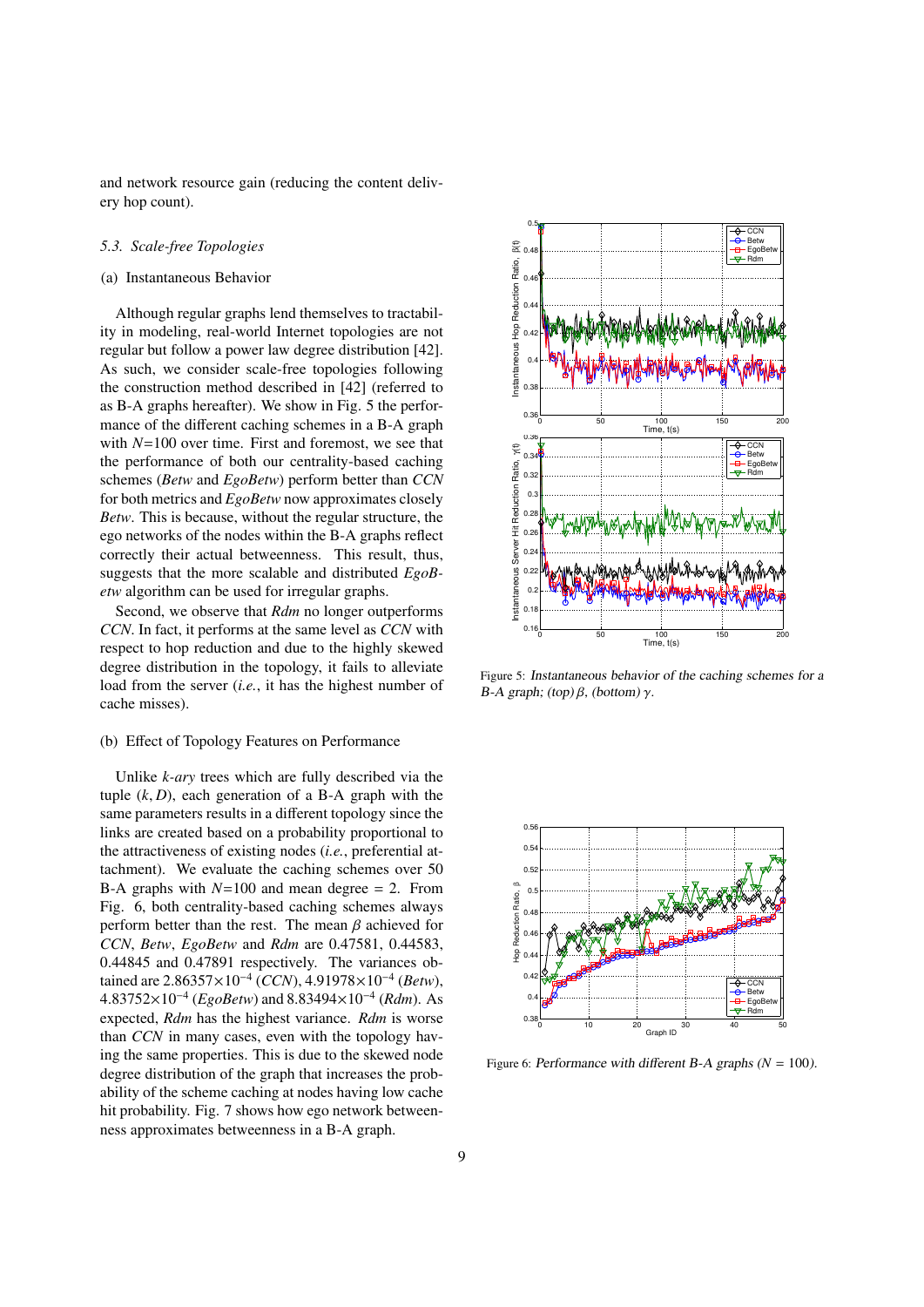and network resource gain (reducing the content delivery hop count).

### 5.3. Scale-free Topologies

(a) Instantaneous Behavior

Although regular graphs lend themselves to tractability in modeling, real-world Internet topologies are not regular but follow a power law degree distribution [42]. As such, we consider scale-free topologies following the construction method described in [42] (referred to as B-A graphs hereafter). We show in Fig. 5 the performance of the different caching schemes in a B-A graph with $N$=100 over time. First and foremost, we see that the performance of both our centrality-based caching schemes (*Betw* and *EgoBetw*) perform better than *CCN* for both metrics and *EgoBetw* now approximates closely *Betw*. This is because, without the regular structure, the ego networks of the nodes within the B-A graphs reflect correctly their actual betweenness. This result, thus, suggests that the more scalable and distributed *EgoBetw* algorithm can be used for irregular graphs.

Second, we observe that *Rdm* no longer outperforms *CCN*. In fact, it performs at the same level as *CCN* with respect to hop reduction and due to the highly skewed degree distribution in the topology, it fails to alleviate load from the server (*i.e.*, it has the highest number of cache misses).

(b) Effect of Topology Features on Performance

Unlike *k-ary* trees which are fully described via the tuple $(k, D)$, each generation of a B-A graph with the same parameters results in a different topology since the links are created based on a probability proportional to the attractiveness of existing nodes (*i.e.*, preferential attachment). We evaluate the caching schemes over 50 B-A graphs with $N$=100 and mean degree = 2. From Fig. 6, both centrality-based caching schemes always perform better than the rest. The mean $\beta$ achieved for *CCN*, *Betw*, *EgoBetw* and *Rdm* are 0.47581, 0.44583, 0.44845 and 0.47891 respectively. The variances obtained are $2.86357\times10^{-4}$ (*CCN*), $4.91978\times10^{-4}$ (*Betw*), $4.83752\times10^{-4}$ (*EgoBetw*) and $8.83494\times10^{-4}$ (*Rdm*). As expected, *Rdm* has the highest variance. *Rdm* is worse than *CCN* in many cases, even with the topology having the same properties. This is due to the skewed node degree distribution of the graph that increases the probability of the scheme caching at nodes having low cache hit probability. Fig. 7 shows how ego network betweenness approximates betweenness in a B-A graph.

Figure 5: Instantaneous behavior of the caching schemes for a B-A graph; (top) $\beta$, (bottom) $\gamma$.

Figure 6: Performance with different B-A graphs ($N$ = 100).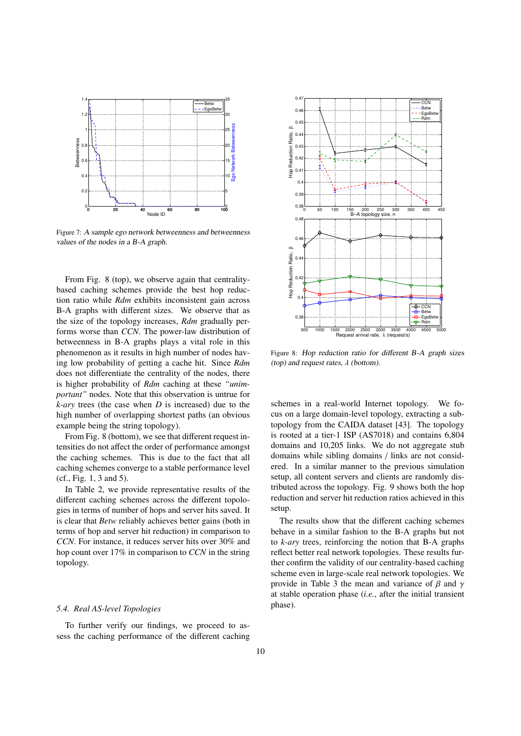Figure 7: A sample ego network betweenness and betweenness values of the nodes in a B-A graph.

From Fig. 8 (top), we observe again that centrality-based caching schemes provide the best hop reduction ratio while *Rdm* exhibits inconsistent gain across B-A graphs with different sizes. We observe that as the size of the topology increases, *Rdm* gradually performs worse than *CCN*. The power-law distribution of betweenness in B-A graphs plays a vital role in this phenomenon as it results in high number of nodes having low probability of getting a cache hit. Since *Rdm* does not differentiate the centrality of the nodes, there is higher probability of *Rdm* caching at these *"unimportant"* nodes. Note that this observation is untrue for *k-ary* trees (the case when $D$ is increased) due to the high number of overlapping shortest paths (an obvious example being the string topology).

From Fig. 8 (bottom), we see that different request intensities do not affect the order of performance amongst the caching schemes. This is due to the fact that all caching schemes converge to a stable performance level (cf., Fig. 1, 3 and 5).

In Table 2, we provide representative results of the different caching schemes across the different topologies in terms of number of hops and server hits saved. It is clear that *Betw* reliably achieves better gains (both in terms of hop and server hit reduction) in comparison to *CCN*. For instance, it reduces server hits over 30% and hop count over 17% in comparison to *CCN* in the string topology.

### 5.4. Real AS-level Topologies

To further verify our findings, we proceed to assess the caching performance of the different caching schemes in a real-world Internet topology. We focus on a large domain-level topology, extracting a sub-topology from the CAIDA dataset [43]. The topology is rooted at a tier-1 ISP (AS7018) and contains 6,804 domains and 10,205 links. We do not aggregate stub domains while sibling domains / links are not considered. In a similar manner to the previous simulation setup, all content servers and clients are randomly distributed across the topology. Fig. 9 shows both the hop reduction and server hit reduction ratios achieved in this setup.

Figure 8: Hop reduction ratio for different B-A graph sizes (top) and request rates, $\lambda$ (bottom).

The results show that the different caching schemes behave in a similar fashion to the B-A graphs but not to *k-ary* trees, reinforcing the notion that B-A graphs reflect better real network topologies. These results further confirm the validity of our centrality-based caching scheme even in large-scale real network topologies. We provide in Table 3 the mean and variance of $\beta$ and $\gamma$ at stable operation phase (*i.e.*, after the initial transient phase).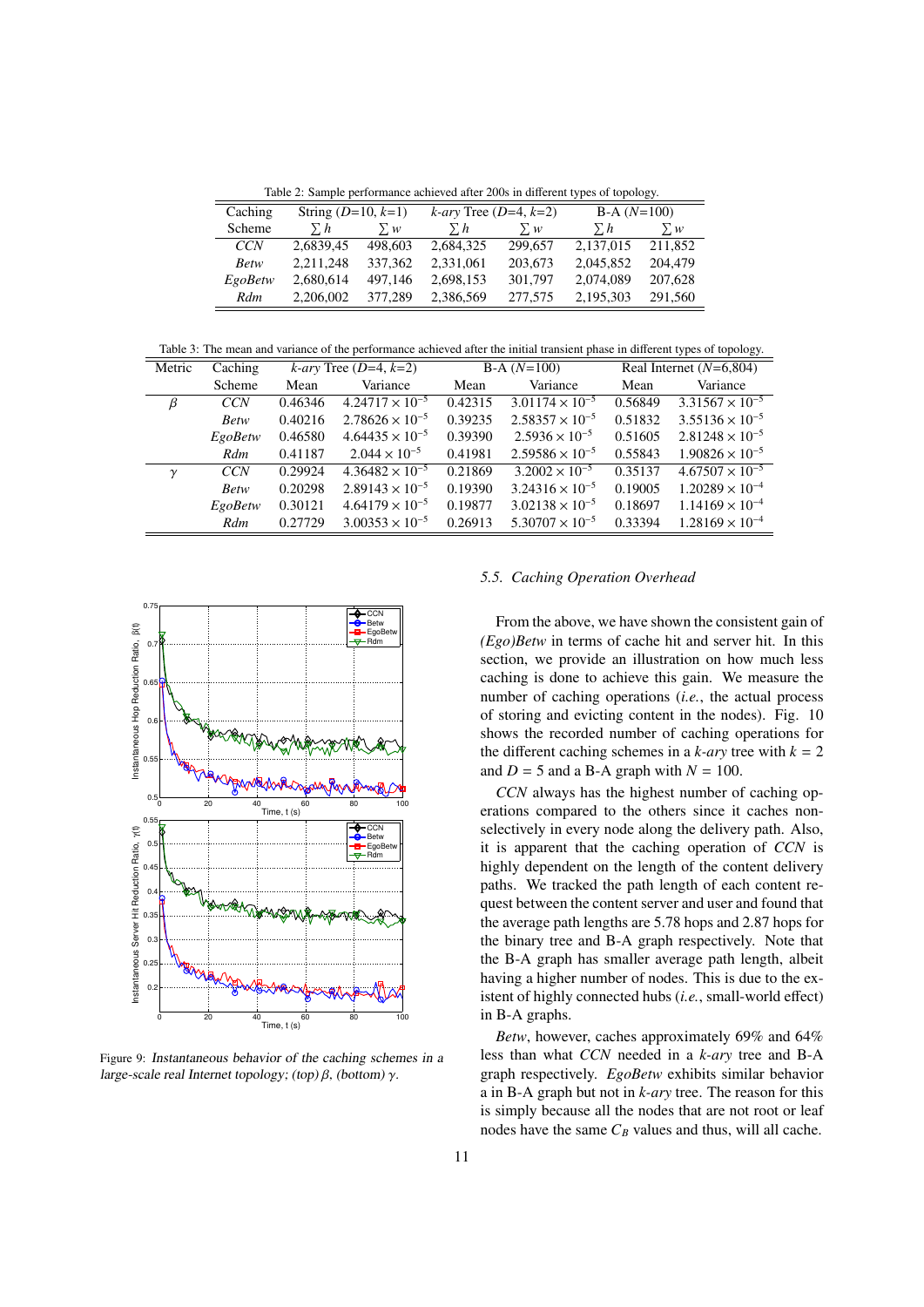Table 2: Sample performance achieved after 200s in different types of topology.

| Caching Scheme | String ($D$=10, $k$=1) | | *k-ary* Tree ($D$=4, $k$=2) | | B-A ($N$=100) | |
|---|---|---|---|---|---|---|
| | $\sum h$ | $\sum w$ | $\sum h$ | $\sum w$ | $\sum h$ | $\sum w$ |
| *CCN* | 2,6839,45 | 498,603 | 2,684,325 | 299,657 | 2,137,015 | 211,852 |
| *Betw* | 2,211,248 | 337,362 | 2,331,061 | 203,673 | 2,045,852 | 204,479 |
| *EgoBetw* | 2,680,614 | 497,146 | 2,698,153 | 301,797 | 2,074,089 | 207,628 |
| *Rdm* | 2,206,002 | 377,289 | 2,386,569 | 277,575 | 2,195,303 | 291,560 |

Table 3: The mean and variance of the performance achieved after the initial transient phase in different types of topology.

| Metric | Caching Scheme | *k-ary* Tree ($D$=4, $k$=2) | | B-A ($N$=100) | | Real Internet ($N$=6,804) | |
|---|---|---|---|---|---|---|---|
| | | Mean | Variance | Mean | Variance | Mean | Variance |
| $\beta$ | *CCN* | 0.46346 | $4.24717 \times 10^{-5}$ | 0.42315 | $3.01174 \times 10^{-5}$ | 0.56849 | $3.31567 \times 10^{-5}$ |
| | *Betw* | 0.40216 | $2.78626 \times 10^{-5}$ | 0.39235 | $2.58357 \times 10^{-5}$ | 0.51832 | $3.55136 \times 10^{-5}$ |
| | *EgoBetw* | 0.46580 | $4.64435 \times 10^{-5}$ | 0.39390 | $2.5936 \times 10^{-5}$ | 0.51605 | $2.81248 \times 10^{-5}$ |
| | *Rdm* | 0.41187 | $2.044 \times 10^{-5}$ | 0.41981 | $2.59586 \times 10^{-5}$ | 0.55843 | $1.90826 \times 10^{-5}$ |
| $\gamma$ | *CCN* | 0.29924 | $4.36482 \times 10^{-5}$ | 0.21869 | $3.2002 \times 10^{-5}$ | 0.35137 | $4.67507 \times 10^{-5}$ |
| | *Betw* | 0.20298 | $2.89143 \times 10^{-5}$ | 0.19390 | $3.24316 \times 10^{-5}$ | 0.19005 | $1.20289 \times 10^{-4}$ |
| | *EgoBetw* | 0.30121 | $4.64179 \times 10^{-5}$ | 0.19877 | $3.02138 \times 10^{-5}$ | 0.18697 | $1.14169 \times 10^{-4}$ |
| | *Rdm* | 0.27729 | $3.00353 \times 10^{-5}$ | 0.26913 | $5.30707 \times 10^{-5}$ | 0.33394 | $1.28169 \times 10^{-4}$ |

Figure 9: *Instantaneous behavior of the caching schemes in a large-scale real Internet topology; (top)* $\beta$*, (bottom)* $\gamma$*.*

### 5.5. Caching Operation Overhead

From the above, we have shown the consistent gain of *(Ego)Betw* in terms of cache hit and server hit. In this section, we provide an illustration on how much less caching is done to achieve this gain. We measure the number of caching operations (*i.e.*, the actual process of storing and evicting content in the nodes). Fig. 10 shows the recorded number of caching operations for the different caching schemes in a *k-ary* tree with $k = 2$ and $D = 5$ and a B-A graph with $N = 100$.

*CCN* always has the highest number of caching operations compared to the others since it caches non-selectively in every node along the delivery path. Also, it is apparent that the caching operation of *CCN* is highly dependent on the length of the content delivery paths. We tracked the path length of each content request between the content server and user and found that the average path lengths are 5.78 hops and 2.87 hops for the binary tree and B-A graph respectively. Note that the B-A graph has smaller average path length, albeit having a higher number of nodes. This is due to the existent of highly connected hubs (*i.e.*, small-world effect) in B-A graphs.

*Betw*, however, caches approximately 69% and 64% less than what *CCN* needed in a *k-ary* tree and B-A graph respectively. *EgoBetw* exhibits similar behavior a in B-A graph but not in *k-ary* tree. The reason for this is simply because all the nodes that are not root or leaf nodes have the same $C_B$ values and thus, will all cache.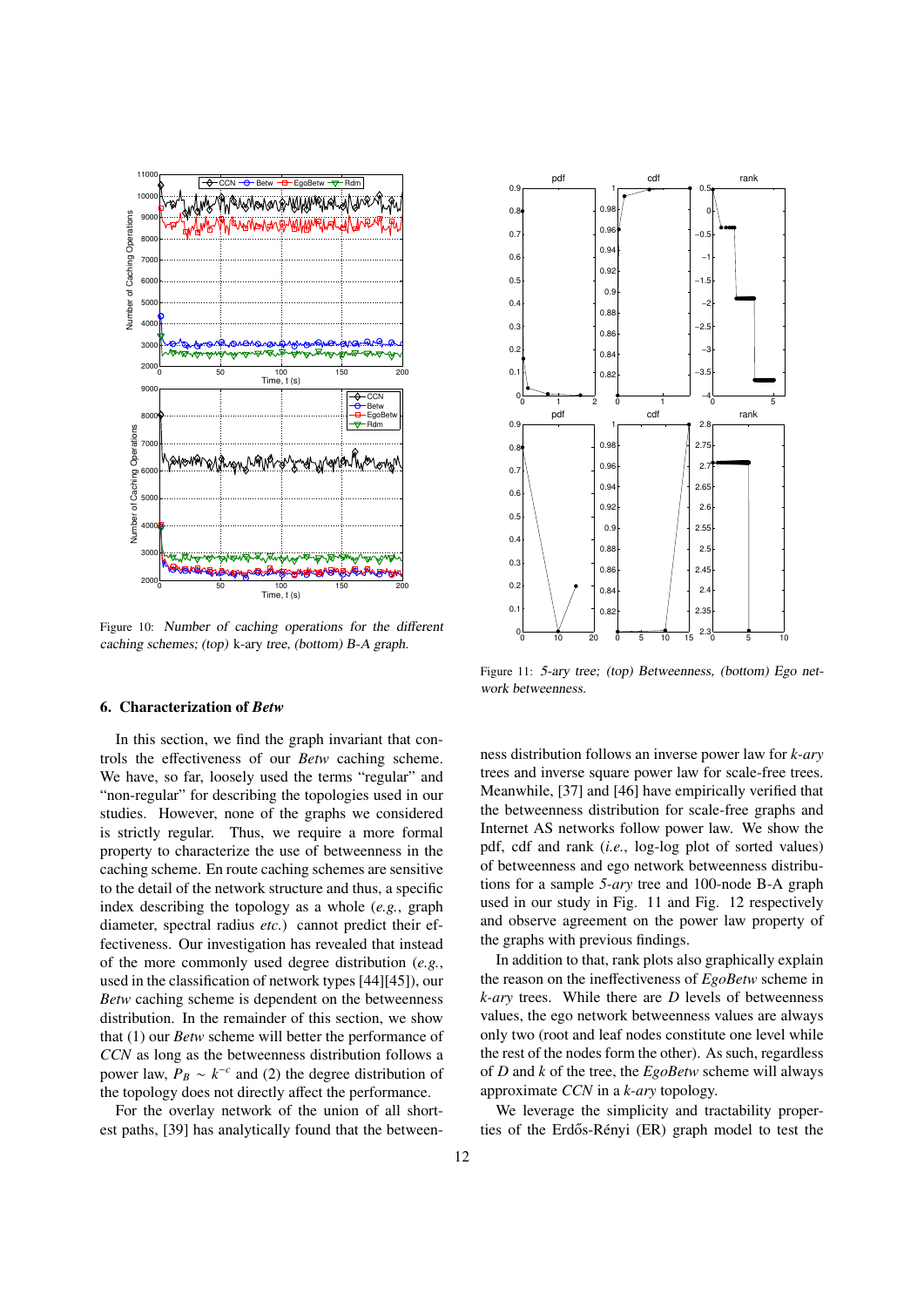Figure 10: Number of caching operations for the different caching schemes; (top) k-ary tree, (bottom) B-A graph.

Figure 11: 5-ary tree; (top) Betweenness, (bottom) Ego network betweenness.

## 6. Characterization of *Betw*

In this section, we find the graph invariant that controls the effectiveness of our *Betw* caching scheme. We have, so far, loosely used the terms "regular" and "non-regular" for describing the topologies used in our studies. However, none of the graphs we considered is strictly regular. Thus, we require a more formal property to characterize the use of betweenness in the caching scheme. En route caching schemes are sensitive to the detail of the network structure and thus, a specific index describing the topology as a whole (*e.g.*, graph diameter, spectral radius *etc.*) cannot predict their effectiveness. Our investigation has revealed that instead of the more commonly used degree distribution (*e.g.*, used in the classification of network types [44][45]), our *Betw* caching scheme is dependent on the betweenness distribution. In the remainder of this section, we show that (1) our *Betw* scheme will better the performance of *CCN* as long as the betweenness distribution follows a power law, $P_B \sim k^{-c}$ and (2) the degree distribution of the topology does not directly affect the performance.

For the overlay network of the union of all shortest paths, [39] has analytically found that the betweenness distribution follows an inverse power law for *k-ary* trees and inverse square power law for scale-free trees. Meanwhile, [37] and [46] have empirically verified that the betweenness distribution for scale-free graphs and Internet AS networks follow power law. We show the pdf, cdf and rank (*i.e.*, log-log plot of sorted values) of betweenness and ego network betweenness distributions for a sample *5-ary* tree and 100-node B-A graph used in our study in Fig. 11 and Fig. 12 respectively and observe agreement on the power law property of the graphs with previous findings.

In addition to that, rank plots also graphically explain the reason on the ineffectiveness of *EgoBetw* scheme in *k-ary* trees. While there are *D* levels of betweenness values, the ego network betweenness values are always only two (root and leaf nodes constitute one level while the rest of the nodes form the other). As such, regardless of *D* and *k* of the tree, the *EgoBetw* scheme will always approximate *CCN* in a *k-ary* topology.

We leverage the simplicity and tractability properties of the Erdős-Rényi (ER) graph model to test the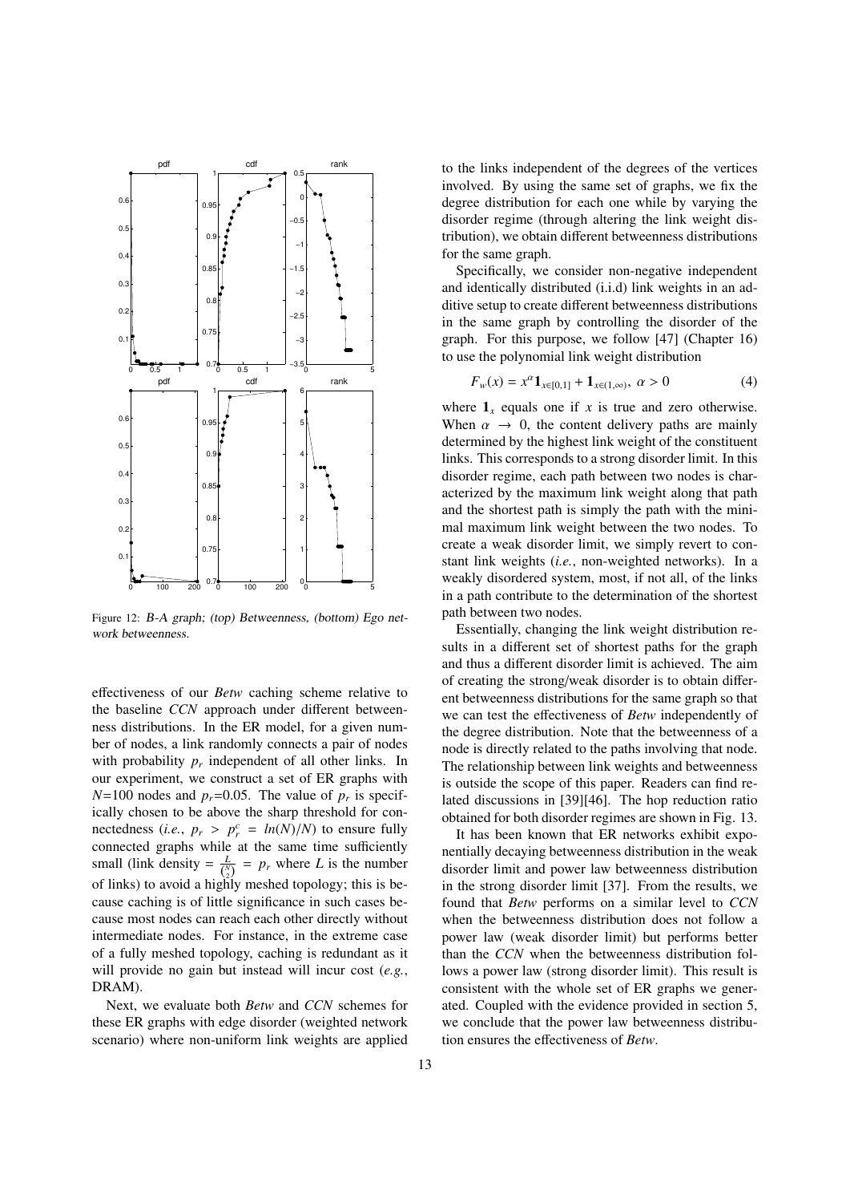Figure 12: B-A graph; (top) Betweenness, (bottom) Ego network betweenness.

effectiveness of our *Betw* caching scheme relative to the baseline *CCN* approach under different betweenness distributions. In the ER model, for a given number of nodes, a link randomly connects a pair of nodes with probability $p_r$ independent of all other links. In our experiment, we construct a set of ER graphs with $N$=100 nodes and $p_r$=0.05. The value of $p_r$ is specifically chosen to be above the sharp threshold for connectedness (*i.e.*, $p_r > p_r^c = ln(N)/N$) to ensure fully connected graphs while at the same time sufficiently small (link density $= \frac{L}{\binom{N}{2}} = p_r$ where $L$ is the number of links) to avoid a highly meshed topology; this is because caching is of little significance in such cases because most nodes can reach each other directly without intermediate nodes. For instance, in the extreme case of a fully meshed topology, caching is redundant as it will provide no gain but instead will incur cost (*e.g.*, DRAM).

Next, we evaluate both *Betw* and *CCN* schemes for these ER graphs with edge disorder (weighted network scenario) where non-uniform link weights are applied to the links independent of the degrees of the vertices involved. By using the same set of graphs, we fix the degree distribution for each one while by varying the disorder regime (through altering the link weight distribution), we obtain different betweenness distributions for the same graph.

Specifically, we consider non-negative independent and identically distributed (i.i.d) link weights in an additive setup to create different betweenness distributions in the same graph by controlling the disorder of the graph. For this purpose, we follow [47] (Chapter 16) to use the polynomial link weight distribution

$$F_w(x) = x^{\alpha}\mathbf{1}_{x\in[0,1]} + \mathbf{1}_{x\in(1,\infty)},\ \alpha > 0 \tag{4}$$

where $\mathbf{1}_x$ equals one if $x$ is true and zero otherwise. When $\alpha \rightarrow 0$, the content delivery paths are mainly determined by the highest link weight of the constituent links. This corresponds to a strong disorder limit. In this disorder regime, each path between two nodes is characterized by the maximum link weight along that path and the shortest path is simply the path with the minimal maximum link weight between the two nodes. To create a weak disorder limit, we simply revert to constant link weights (*i.e.*, non-weighted networks). In a weakly disordered system, most, if not all, of the links in a path contribute to the determination of the shortest path between two nodes.

Essentially, changing the link weight distribution results in a different set of shortest paths for the graph and thus a different disorder limit is achieved. The aim of creating the strong/weak disorder is to obtain different betweenness distributions for the same graph so that we can test the effectiveness of *Betw* independently of the degree distribution. Note that the betweenness of a node is directly related to the paths involving that node. The relationship between link weights and betweenness is outside the scope of this paper. Readers can find related discussions in [39][46]. The hop reduction ratio obtained for both disorder regimes are shown in Fig. 13.

It has been known that ER networks exhibit exponentially decaying betweenness distribution in the weak disorder limit and power law betweenness distribution in the strong disorder limit [37]. From the results, we found that *Betw* performs on a similar level to *CCN* when the betweenness distribution does not follow a power law (weak disorder limit) but performs better than the *CCN* when the betweenness distribution follows a power law (strong disorder limit). This result is consistent with the whole set of ER graphs we generated. Coupled with the evidence provided in section 5, we conclude that the power law betweenness distribution ensures the effectiveness of *Betw*.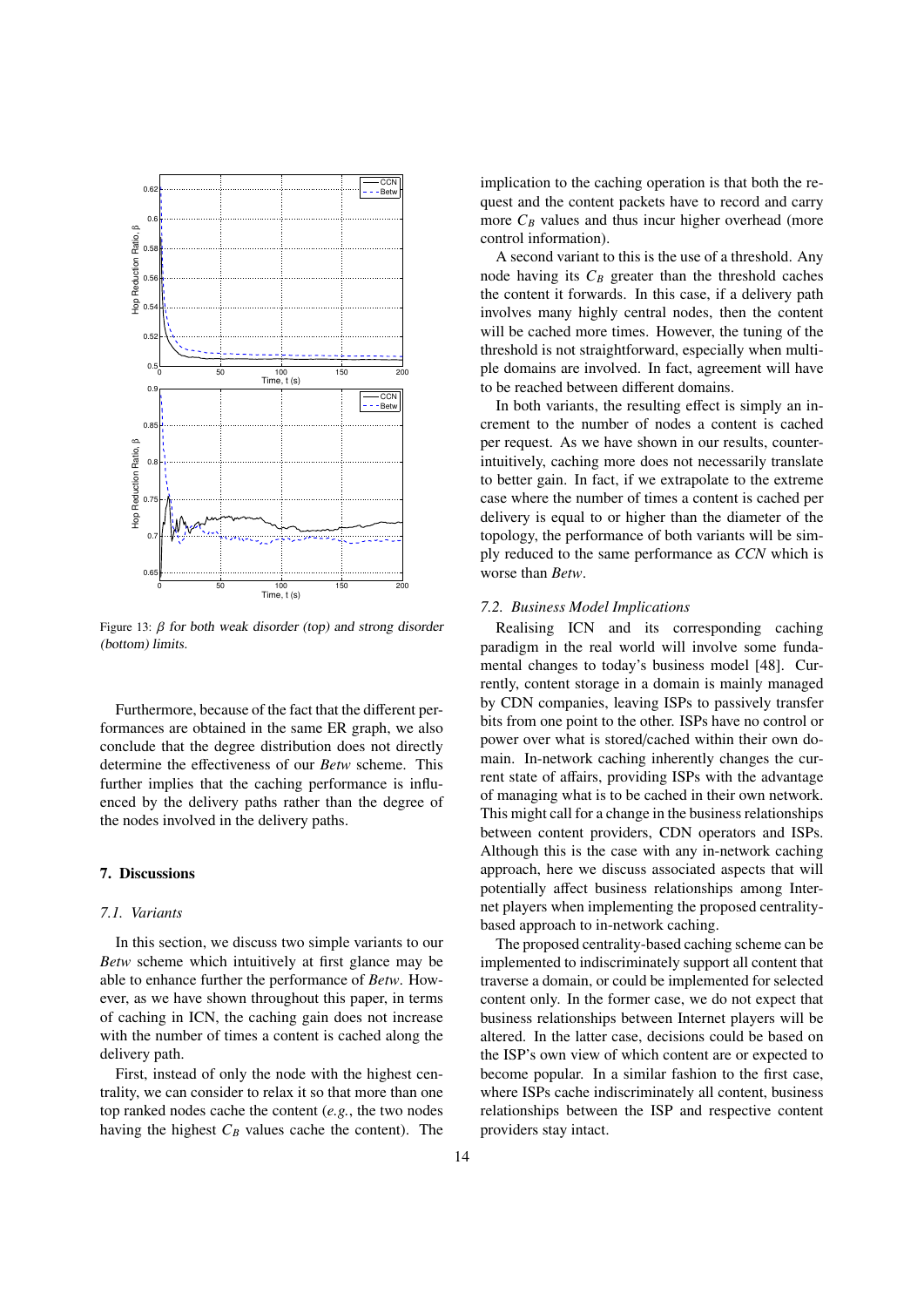0.62
0.6
0.58
0.56
0.54
0.52
0.5
Hop Reduction Ratio, β
0 50 100 150 200
Time, t (s)
CCN
Betw

0.9
0.85
0.8
0.75
0.7
0.65
Hop Reduction Ratio, β
0 50 100 150 200
Time, t (s)
CCN
Betw

Figure 13: $\beta$ for both weak disorder (top) and strong disorder (bottom) limits.

Furthermore, because of the fact that the different performances are obtained in the same ER graph, we also conclude that the degree distribution does not directly determine the effectiveness of our *Betw* scheme. This further implies that the caching performance is influenced by the delivery paths rather than the degree of the nodes involved in the delivery paths.

## 7. Discussions

### 7.1. Variants

In this section, we discuss two simple variants to our *Betw* scheme which intuitively at first glance may be able to enhance further the performance of *Betw*. However, as we have shown throughout this paper, in terms of caching in ICN, the caching gain does not increase with the number of times a content is cached along the delivery path.

First, instead of only the node with the highest centrality, we can consider to relax it so that more than one top ranked nodes cache the content (*e.g.*, the two nodes having the highest $C_B$ values cache the content). The implication to the caching operation is that both the request and the content packets have to record and carry more $C_B$ values and thus incur higher overhead (more control information).

A second variant to this is the use of a threshold. Any node having its $C_B$ greater than the threshold caches the content it forwards. In this case, if a delivery path involves many highly central nodes, then the content will be cached more times. However, the tuning of the threshold is not straightforward, especially when multiple domains are involved. In fact, agreement will have to be reached between different domains.

In both variants, the resulting effect is simply an increment to the number of nodes a content is cached per request. As we have shown in our results, counter-intuitively, caching more does not necessarily translate to better gain. In fact, if we extrapolate to the extreme case where the number of times a content is cached per delivery is equal to or higher than the diameter of the topology, the performance of both variants will be simply reduced to the same performance as *CCN* which is worse than *Betw*.

### 7.2. Business Model Implications

Realising ICN and its corresponding caching paradigm in the real world will involve some fundamental changes to today's business model [48]. Currently, content storage in a domain is mainly managed by CDN companies, leaving ISPs to passively transfer bits from one point to the other. ISPs have no control or power over what is stored/cached within their own domain. In-network caching inherently changes the current state of affairs, providing ISPs with the advantage of managing what is to be cached in their own network. This might call for a change in the business relationships between content providers, CDN operators and ISPs. Although this is the case with any in-network caching approach, here we discuss associated aspects that will potentially affect business relationships among Internet players when implementing the proposed centrality-based approach to in-network caching.

The proposed centrality-based caching scheme can be implemented to indiscriminately support all content that traverse a domain, or could be implemented for selected content only. In the former case, we do not expect that business relationships between Internet players will be altered. In the latter case, decisions could be based on the ISP's own view of which content are or expected to become popular. In a similar fashion to the first case, where ISPs cache indiscriminately all content, business relationships between the ISP and respective content providers stay intact.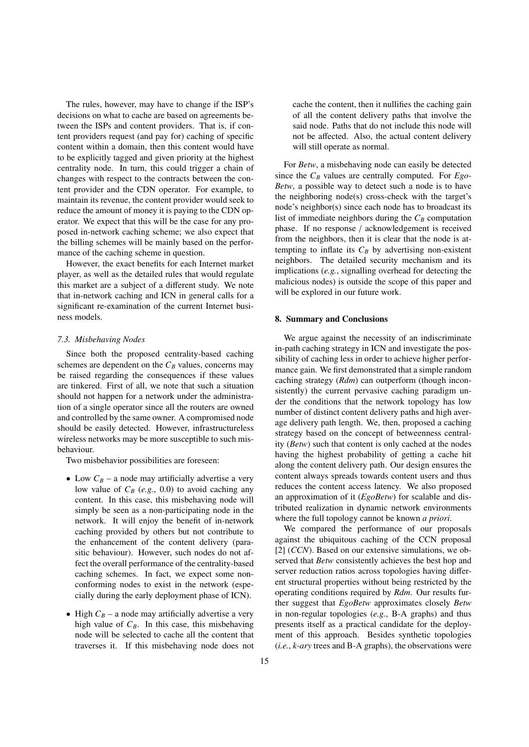The rules, however, may have to change if the ISP's decisions on what to cache are based on agreements between the ISPs and content providers. That is, if content providers request (and pay for) caching of specific content within a domain, then this content would have to be explicitly tagged and given priority at the highest centrality node. In turn, this could trigger a chain of changes with respect to the contracts between the content provider and the CDN operator. For example, to maintain its revenue, the content provider would seek to reduce the amount of money it is paying to the CDN operator. We expect that this will be the case for any proposed in-network caching scheme; we also expect that the billing schemes will be mainly based on the performance of the caching scheme in question.

However, the exact benefits for each Internet market player, as well as the detailed rules that would regulate this market are a subject of a different study. We note that in-network caching and ICN in general calls for a significant re-examination of the current Internet business models.

### *7.3. Misbehaving Nodes*

Since both the proposed centrality-based caching schemes are dependent on the $C_B$ values, concerns may be raised regarding the consequences if these values are tinkered. First of all, we note that such a situation should not happen for a network under the administration of a single operator since all the routers are owned and controlled by the same owner. A compromised node should be easily detected. However, infrastructureless wireless networks may be more susceptible to such misbehaviour.

Two misbehavior possibilities are foreseen:

- Low $C_B$ – a node may artificially advertise a very low value of $C_B$ (*e.g.*, 0.0) to avoid caching any content. In this case, this misbehaving node will simply be seen as a non-participating node in the network. It will enjoy the benefit of in-network caching provided by others but not contribute to the enhancement of the content delivery (parasitic behaviour). However, such nodes do not affect the overall performance of the centrality-based caching schemes. In fact, we expect some non-conforming nodes to exist in the network (especially during the early deployment phase of ICN).
- High $C_B$ – a node may artificially advertise a very high value of $C_B$. In this case, this misbehaving node will be selected to cache all the content that traverses it. If this misbehaving node does not cache the content, then it nullifies the caching gain of all the content delivery paths that involve the said node. Paths that do not include this node will not be affected. Also, the actual content delivery will still operate as normal.

For *Betw*, a misbehaving node can easily be detected since the $C_B$ values are centrally computed. For *Ego-Betw*, a possible way to detect such a node is to have the neighboring node(s) cross-check with the target's node's neighbor(s) since each node has to broadcast its list of immediate neighbors during the $C_B$ computation phase. If no response / acknowledgement is received from the neighbors, then it is clear that the node is attempting to inflate its $C_B$ by advertising non-existent neighbors. The detailed security mechanism and its implications (*e.g.*, signalling overhead for detecting the malicious nodes) is outside the scope of this paper and will be explored in our future work.

## 8. Summary and Conclusions

We argue against the necessity of an indiscriminate in-path caching strategy in ICN and investigate the possibility of caching less in order to achieve higher performance gain. We first demonstrated that a simple random caching strategy (*Rdm*) can outperform (though inconsistently) the current pervasive caching paradigm under the conditions that the network topology has low number of distinct content delivery paths and high average delivery path length. We, then, proposed a caching strategy based on the concept of betweenness centrality (*Betw*) such that content is only cached at the nodes having the highest probability of getting a cache hit along the content delivery path. Our design ensures the content always spreads towards content users and thus reduces the content access latency. We also proposed an approximation of it (*EgoBetw*) for scalable and distributed realization in dynamic network environments where the full topology cannot be known *a priori*.

We compared the performance of our proposals against the ubiquitous caching of the CCN proposal [2] (*CCN*). Based on our extensive simulations, we observed that *Betw* consistently achieves the best hop and server reduction ratios across topologies having different structural properties without being restricted by the operating conditions required by *Rdm*. Our results further suggest that *EgoBetw* approximates closely *Betw* in non-regular topologies (*e.g.*, B-A graphs) and thus presents itself as a practical candidate for the deployment of this approach. Besides synthetic topologies (*i.e.*, *k-ary* trees and B-A graphs), the observations were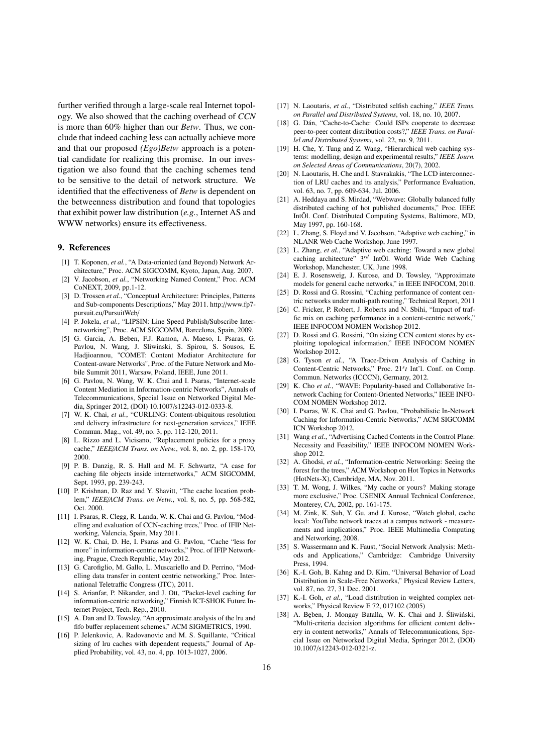further verified through a large-scale real Internet topology. We also showed that the caching overhead of *CCN* is more than 60% higher than our *Betw*. Thus, we conclude that indeed caching less can actually achieve more and that our proposed *(Ego)Betw* approach is a potential candidate for realizing this promise. In our investigation we also found that the caching schemes tend to be sensitive to the detail of network structure. We identified that the effectiveness of *Betw* is dependent on the betweenness distribution and found that topologies that exhibit power law distribution (*e.g.*, Internet AS and WWW networks) ensure its effectiveness.

## 9. References

- [1] T. Koponen, *et al.*, "A Data-oriented (and Beyond) Network Architecture," Proc. ACM SIGCOMM, Kyoto, Japan, Aug. 2007.
- [2] V. Jacobson, *et al.*, "Networking Named Content," Proc. ACM CoNEXT, 2009, pp.1-12.
- [3] D. Trossen *et al.*, "Conceptual Architecture: Principles, Patterns and Sub-components Descriptions," May 2011. http://www.fp7-pursuit.eu/PursuitWeb/
- [4] P. Jokela, *et al.*, "LIPSIN: Line Speed Publish/Subscribe Internetworking", Proc. ACM SIGCOMM, Barcelona, Spain, 2009.
- [5] G. Garcia, A. Beben, F.J. Ramon, A. Maeso, I. Psaras, G. Pavlou, N. Wang, J. Sliwinski, S. Spirou, S. Sousos, E. Hadjioannou, "COMET: Content Mediator Architecture for Content-aware Networks", Proc. of the Future Network and Mobile Summit 2011, Warsaw, Poland, IEEE, June 2011.
- [6] G. Pavlou, N. Wang, W. K. Chai and I. Psaras, "Internet-scale Content Mediation in Information-centric Networks", Annals of Telecommunications, Special Issue on Networked Digital Media, Springer 2012, (DOI) 10.1007/s12243-012-0333-8.
- [7] W. K. Chai, *et al.*, "CURLING: Content-ubiquitous resolution and delivery infrastructure for next-generation services," IEEE Commun. Mag., vol. 49, no. 3, pp. 112-120, 2011.
- [8] L. Rizzo and L. Vicisano, "Replacement policies for a proxy cache," *IEEE/ACM Trans. on Netw.*, vol. 8, no. 2, pp. 158-170, 2000.
- [9] P. B. Danzig, R. S. Hall and M. F. Schwartz, "A case for caching file objects inside internetworks," ACM SIGCOMM, Sept. 1993, pp. 239-243.
- [10] P. Krishnan, D. Raz and Y. Shavitt, "The cache location problem," *IEEE/ACM Trans. on Netw.*, vol. 8, no. 5, pp. 568-582, Oct. 2000.
- [11] I. Psaras, R. Clegg, R. Landa, W. K. Chai and G. Pavlou, "Modelling and evaluation of CCN-caching trees," Proc. of IFIP Networking, Valencia, Spain, May 2011.
- [12] W. K. Chai, D. He, I. Psaras and G. Pavlou, "Cache "less for more" in information-centric networks," Proc. of IFIP Networking, Prague, Czech Republic, May 2012.
- [13] G. Carofiglio, M. Gallo, L. Muscariello and D. Perrino, "Modelling data transfer in content centric networking," Proc. International Teletraffic Congress (ITC), 2011.
- [14] S. Arianfar, P. Nikander, and J. Ott, "Packet-level caching for information-centric networking," Finnish ICT-SHOK Future Internet Project, Tech. Rep., 2010.
- [15] A. Dan and D. Towsley, "An approximate analysis of the lru and fifo buffer replacement schemes," ACM SIGMETRICS, 1990.
- [16] P. Jelenkovic, A. Radovanovic and M. S. Squillante, "Critical sizing of lru caches with dependent requests," Journal of Applied Probability, vol. 43, no. 4, pp. 1013-1027, 2006.
- [17] N. Laoutaris, *et al.*, "Distributed selfish caching," *IEEE Trans. on Parallel and Distributed Systems*, vol. 18, no. 10, 2007.
- [18] G. Dán, "Cache-to-Cache: Could ISPs cooperate to decrease peer-to-peer content distribution costs?," *IEEE Trans. on Parallel and Distributed Systems*, vol. 22, no. 9, 2011.
- [19] H. Che, Y. Tung and Z. Wang, "Hierarchical web caching systems: modelling, design and experimental results," *IEEE Journ. on Selected Areas of Communications*, 20(7), 2002.
- [20] N. Laoutaris, H. Che and I. Stavrakakis, "The LCD interconnection of LRU caches and its analysis," Performance Evaluation, vol. 63, no. 7, pp. 609-634, Jul. 2006.
- [21] A. Heddaya and S. Mirdad, "Webwave: Globally balanced fully distributed caching of hot published documents," Proc. IEEE IntÕl. Conf. Distributed Computing Systems, Baltimore, MD, May 1997, pp. 160-168.
- [22] L. Zhang, S. Floyd and V. Jacobson, "Adaptive web caching," in NLANR Web Cache Workshop, June 1997.
- [23] L. Zhang, *et al.*, "Adaptive web caching: Toward a new global caching architecture" $3^{rd}$ IntÕl. World Wide Web Caching Workshop, Manchester, UK, June 1998.
- [24] E. J. Rosensweig, J. Kurose, and D. Towsley, "Approximate models for general cache networks," in IEEE INFOCOM, 2010.
- [25] D. Rossi and G. Rossini, "Caching performance of content centric networks under multi-path routing," Technical Report, 2011
- [26] C. Fricker, P. Robert, J. Roberts and N. Sbihi, "Impact of traffic mix on caching performance in a content-centric network," IEEE INFOCOM NOMEN Workshop 2012.
- [27] D. Rossi and G. Rossini, "On sizing CCN content stores by exploiting topological information," IEEE INFOCOM NOMEN Workshop 2012.
- [28] G. Tyson *et al.*, "A Trace-Driven Analysis of Caching in Content-Centric Networks," Proc. $21^{s}t$ Int'l. Conf. on Comp. Commun. Networks (ICCCN), Germany, 2012.
- [29] K. Cho *et al.*, "WAVE: Popularity-based and Collaborative In-network Caching for Content-Oriented Networks," IEEE INFOCOM NOMEN Workshop 2012.
- [30] I. Psaras, W. K. Chai and G. Pavlou, "Probabilistic In-Network Caching for Information-Centric Networks," ACM SIGCOMM ICN Workshop 2012.
- [31] Wang *et al.*, "Advertising Cached Contents in the Control Plane: Necessity and Feasibility," IEEE INFOCOM NOMEN Workshop 2012.
- [32] A. Ghodsi, *et al.*, "Information-centric Networking: Seeing the forest for the trees," ACM Workshop on Hot Topics in Networks (HotNets-X), Cambridge, MA, Nov. 2011.
- [33] T. M. Wong, J. Wilkes, "My cache or yours? Making storage more exclusive," Proc. USENIX Annual Technical Conference, Monterey, CA, 2002, pp. 161-175.
- [34] M. Zink, K. Suh, Y. Gu, and J. Kurose, "Watch global, cache local: YouTube network traces at a campus network - measurements and implications," Proc. IEEE Multimedia Computing and Networking, 2008.
- [35] S. Wassermann and K. Faust, "Social Network Analysis: Methods and Applications," Cambridge: Cambridge University Press, 1994.
- [36] K.-I. Goh, B. Kahng and D. Kim, "Universal Behavior of Load Distribution in Scale-Free Networks," Physical Review Letters, vol. 87, no. 27, 31 Dec. 2001.
- [37] K.-I. Goh, *et al.*, "Load distribution in weighted complex networks," Physical Review E 72, 017102 (2005)
- [38] A. Bęben, J. Mongay Batalla, W. K. Chai and J. Śliwiński, "Multi-criteria decision algorithms for efficient content delivery in content networks," Annals of Telecommunications, Special Issue on Networked Digital Media, Springer 2012, (DOI) 10.1007/s12243-012-0321-z.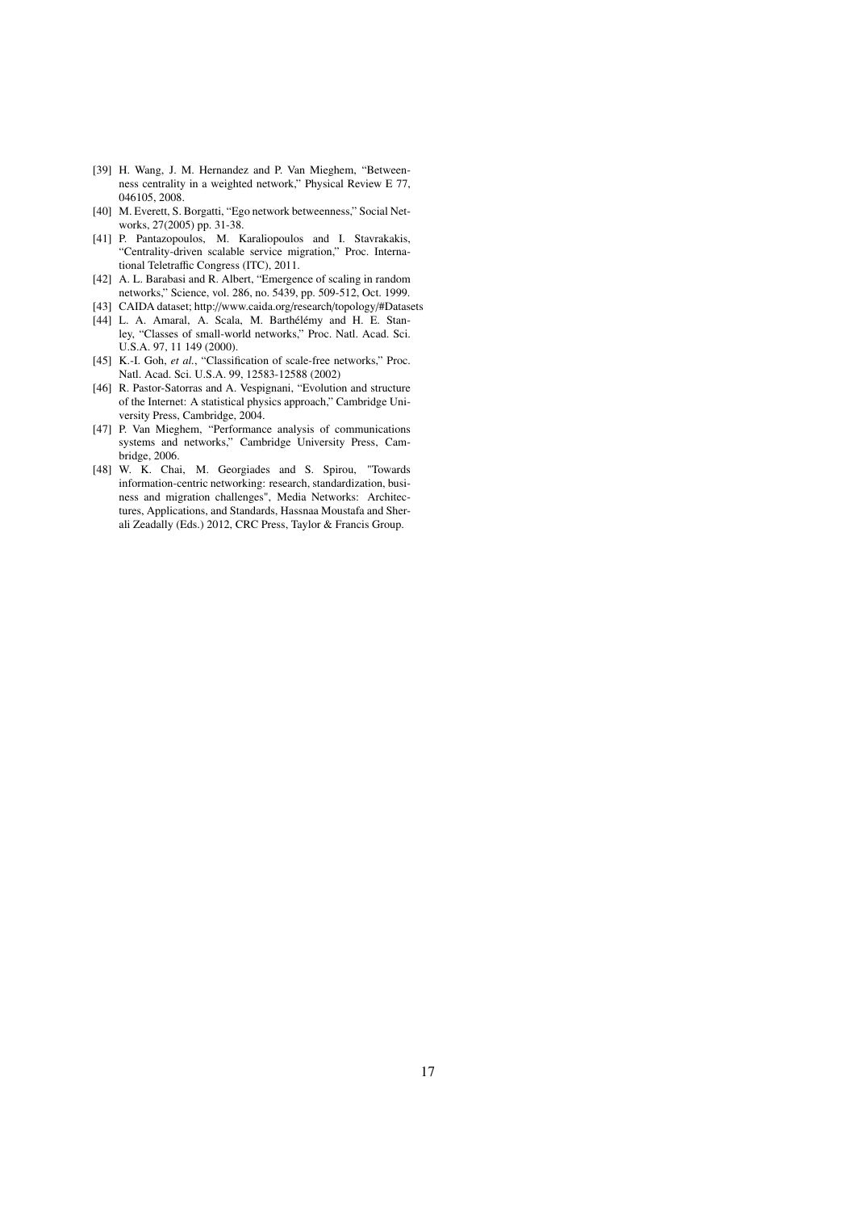- [39] H. Wang, J. M. Hernandez and P. Van Mieghem, "Betweenness centrality in a weighted network," Physical Review E 77, 046105, 2008.
- [40] M. Everett, S. Borgatti, "Ego network betweenness," Social Networks, 27(2005) pp. 31-38.
- [41] P. Pantazopoulos, M. Karaliopoulos and I. Stavrakakis, "Centrality-driven scalable service migration," Proc. International Teletraffic Congress (ITC), 2011.
- [42] A. L. Barabasi and R. Albert, "Emergence of scaling in random networks," Science, vol. 286, no. 5439, pp. 509-512, Oct. 1999.
- [43] CAIDA dataset; http://www.caida.org/research/topology/#Datasets
- [44] L. A. Amaral, A. Scala, M. Barthélémy and H. E. Stanley, "Classes of small-world networks," Proc. Natl. Acad. Sci. U.S.A. 97, 11 149 (2000).
- [45] K.-I. Goh, *et al.*, "Classification of scale-free networks," Proc. Natl. Acad. Sci. U.S.A. 99, 12583-12588 (2002)
- [46] R. Pastor-Satorras and A. Vespignani, "Evolution and structure of the Internet: A statistical physics approach," Cambridge University Press, Cambridge, 2004.
- [47] P. Van Mieghem, "Performance analysis of communications systems and networks," Cambridge University Press, Cambridge, 2006.
- [48] W. K. Chai, M. Georgiades and S. Spirou, "Towards information-centric networking: research, standardization, business and migration challenges", Media Networks: Architectures, Applications, and Standards, Hassnaa Moustafa and Sherali Zeadally (Eds.) 2012, CRC Press, Taylor & Francis Group.